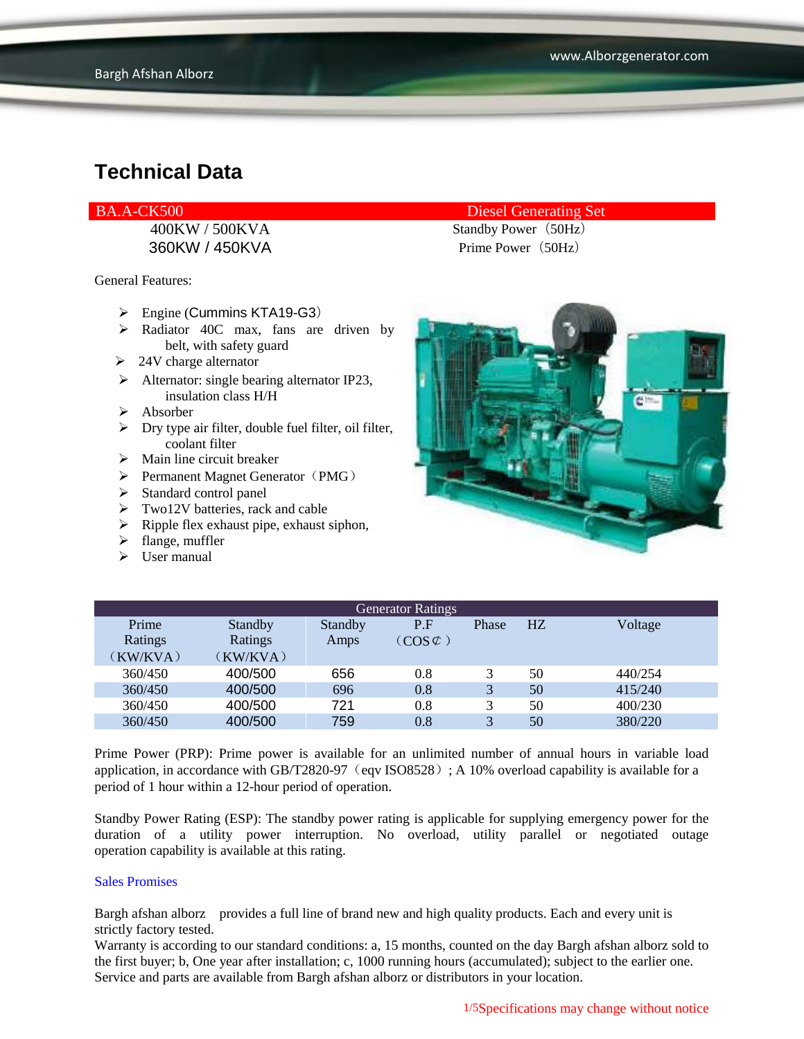# Technical Data

| BA.A-CK500 | Diesel Generating Set |
|---|---|
| 400KW / 500KVA | Standby Power（50Hz） |
| 360KW / 450KVA | Prime Power（50Hz） |

General Features:

- Engine (Cummins KTA19-G3）
- Radiator 40C max, fans are driven by belt, with safety guard
- 24V charge alternator
- Alternator: single bearing alternator IP23, insulation class H/H
- Absorber
- Dry type air filter, double fuel filter, oil filter, coolant filter
- Main line circuit breaker
- Permanent Magnet Generator（PMG）
- Standard control panel
- Two12V batteries, rack and cable
- Ripple flex exhaust pipe, exhaust siphon,
- flange, muffler
- User manual

| Generator Ratings | | | | | | |
|---|---|---|---|---|---|---|
| Prime Ratings（KW/KVA） | Standby Ratings（KW/KVA） | Standby Amps | P.F（COS⊄） | Phase | HZ | Voltage |
| 360/450 | 400/500 | 656 | 0.8 | 3 | 50 | 440/254 |
| 360/450 | 400/500 | 696 | 0.8 | 3 | 50 | 415/240 |
| 360/450 | 400/500 | 721 | 0.8 | 3 | 50 | 400/230 |
| 360/450 | 400/500 | 759 | 0.8 | 3 | 50 | 380/220 |

Prime Power (PRP): Prime power is available for an unlimited number of annual hours in variable load application, in accordance with GB/T2820-97（eqv ISO8528）; A 10% overload capability is available for a period of 1 hour within a 12-hour period of operation.

Standby Power Rating (ESP): The standby power rating is applicable for supplying emergency power for the duration of a utility power interruption. No overload, utility parallel or negotiated outage operation capability is available at this rating.

Sales Promises

Bargh afshan alborz provides a full line of brand new and high quality products. Each and every unit is strictly factory tested.
Warranty is according to our standard conditions: a, 15 months, counted on the day Bargh afshan alborz sold to the first buyer; b, One year after installation; c, 1000 running hours (accumulated); subject to the earlier one.
Service and parts are available from Bargh afshan alborz or distributors in your location.

Specifications may change without notice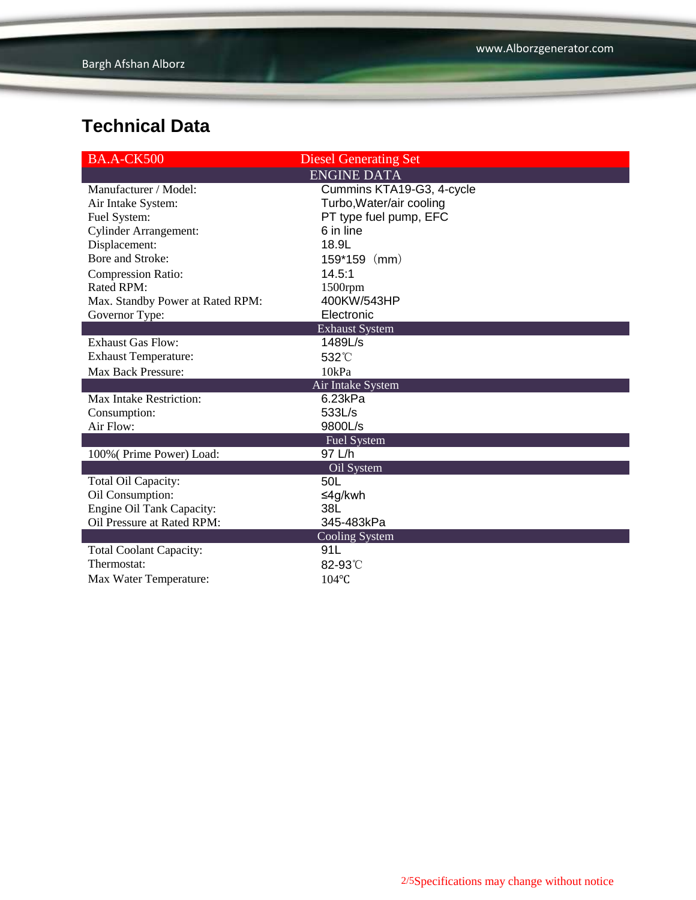## Technical Data

| BA.A-CK500 | Diesel Generating Set |
|---|---|
| ENGINE DATA | |
| Manufacturer / Model: | Cummins KTA19-G3, 4-cycle |
| Air Intake System: | Turbo,Water/air cooling |
| Fuel System: | PT type fuel pump, EFC |
| Cylinder Arrangement: | 6 in line |
| Displacement: | 18.9L |
| Bore and Stroke: | 159*159（mm） |
| Compression Ratio: | 14.5:1 |
| Rated RPM: | 1500rpm |
| Max. Standby Power at Rated RPM: | 400KW/543HP |
| Governor Type: | Electronic |
| Exhaust System | |
| Exhaust Gas Flow: | 1489L/s |
| Exhaust Temperature: | 532℃ |
| Max Back Pressure: | 10kPa |
| Air Intake System | |
| Max Intake Restriction: | 6.23kPa |
| Consumption: | 533L/s |
| Air Flow: | 9800L/s |
| Fuel System | |
| 100%( Prime Power) Load: | 97 L/h |
| Oil System | |
| Total Oil Capacity: | 50L |
| Oil Consumption: | ≤4g/kwh |
| Engine Oil Tank Capacity: | 38L |
| Oil Pressure at Rated RPM: | 345-483kPa |
| Cooling System | |
| Total Coolant Capacity: | 91L |
| Thermostat: | 82-93℃ |
| Max Water Temperature: | 104℃ |

Specifications may change without notice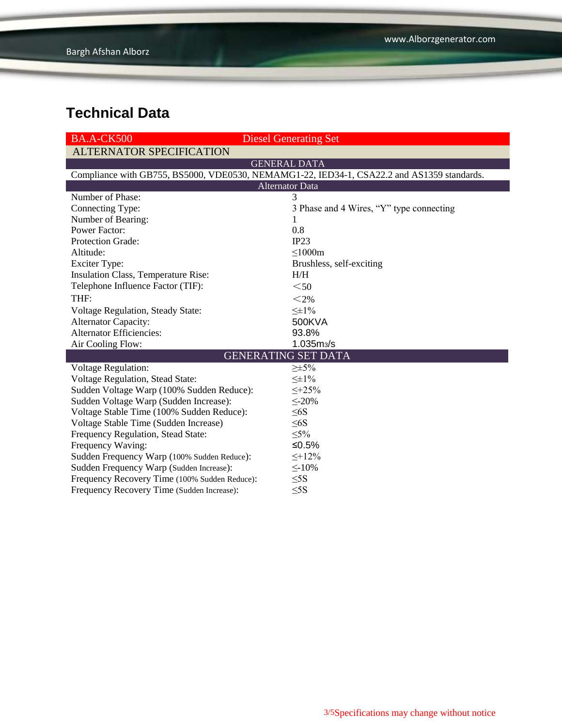## Technical Data

| BA.A-CK500 | Diesel Generating Set |
|---|---|
| **ALTERNATOR SPECIFICATION** | |
| **GENERAL DATA** | |
| Compliance with GB755, BS5000, VDE0530, NEMAMG1-22, IED34-1, CSA22.2 and AS1359 standards. | |
| **Alternator Data** | |
| Number of Phase: | 3 |
| Connecting Type: | 3 Phase and 4 Wires, “Y” type connecting |
| Number of Bearing: | 1 |
| Power Factor: | 0.8 |
| Protection Grade: | IP23 |
| Altitude: | ≤1000m |
| Exciter Type: | Brushless, self-exciting |
| Insulation Class, Temperature Rise: | H/H |
| Telephone Influence Factor (TIF): | ＜50 |
| THF: | ＜2% |
| Voltage Regulation, Steady State: | ≤±1% |
| Alternator Capacity: | 500KVA |
| Alternator Efficiencies: | 93.8% |
| Air Cooling Flow: | 1.035m3/s |
| **GENERATING SET DATA** | |
| Voltage Regulation: | ≥±5% |
| Voltage Regulation, Stead State: | ≤±1% |
| Sudden Voltage Warp (100% Sudden Reduce): | ≤+25% |
| Sudden Voltage Warp (Sudden Increase): | ≤-20% |
| Voltage Stable Time (100% Sudden Reduce): | ≤6S |
| Voltage Stable Time (Sudden Increase) | ≤6S |
| Frequency Regulation, Stead State: | ≤5% |
| Frequency Waving: | ≤0.5% |
| Sudden Frequency Warp (100% Sudden Reduce): | ≤+12% |
| Sudden Frequency Warp (Sudden Increase): | ≤-10% |
| Frequency Recovery Time (100% Sudden Reduce): | ≤5S |
| Frequency Recovery Time (Sudden Increase): | ≤5S |

Specifications may change without notice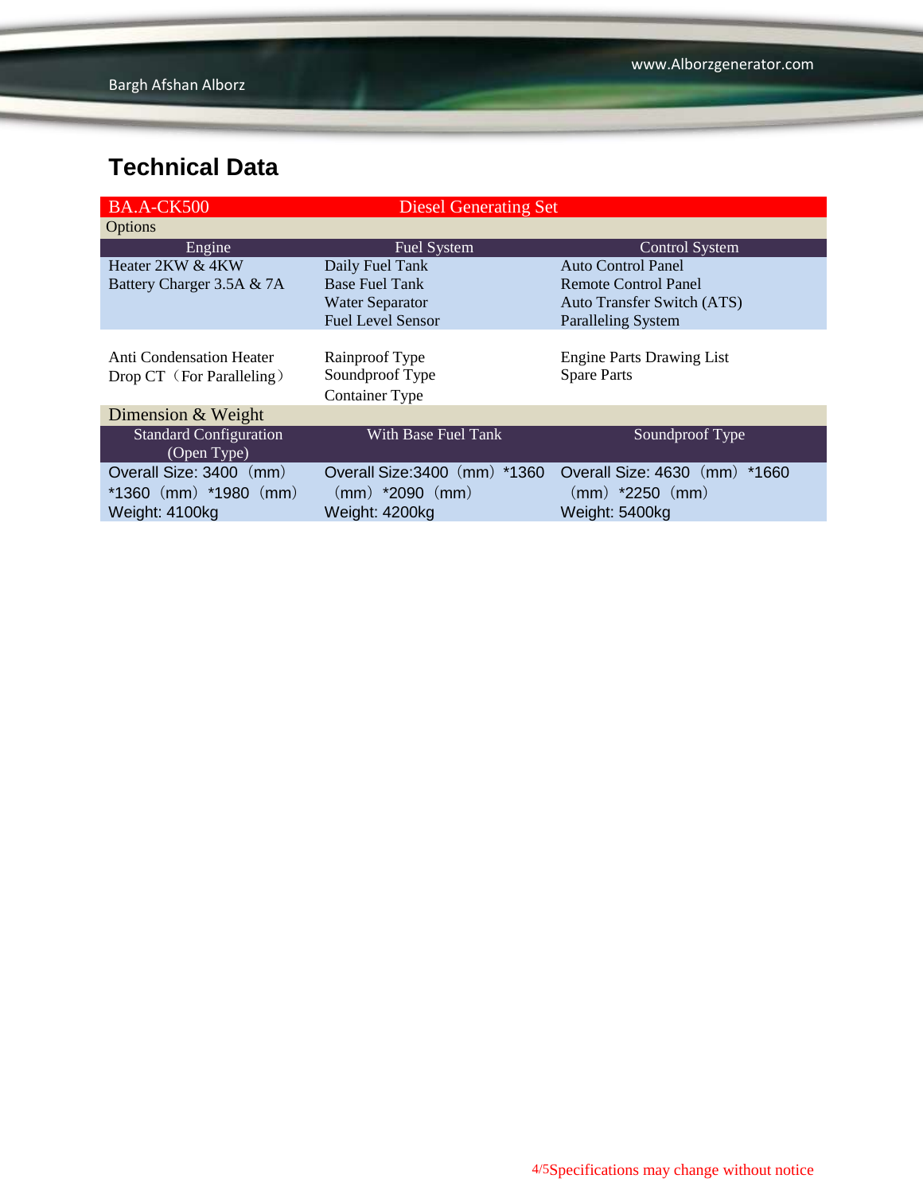## Technical Data

| BA.A-CK500 | Diesel Generating Set | |
|---|---|---|
| Options | | |
| Engine | Fuel System | Control System |
| Heater 2KW & 4KW<br>Battery Charger 3.5A & 7A | Daily Fuel Tank<br>Base Fuel Tank<br>Water Separator<br>Fuel Level Sensor | Auto Control Panel<br>Remote Control Panel<br>Auto Transfer Switch (ATS)<br>Paralleling System |
| Anti Condensation Heater<br>Drop CT（For Paralleling） | Rainproof Type<br>Soundproof Type<br>Container Type | Engine Parts Drawing List<br>Spare Parts |
| Dimension & Weight | | |
| Standard Configuration (Open Type) | With Base Fuel Tank | Soundproof Type |
| Overall Size: 3400（mm）*1360（mm）*1980（mm）<br>Weight: 4100kg | Overall Size:3400（mm）*1360（mm）*2090（mm）<br>Weight: 4200kg | Overall Size: 4630（mm）*1660（mm）*2250（mm）<br>Weight: 5400kg |

Specifications may change without notice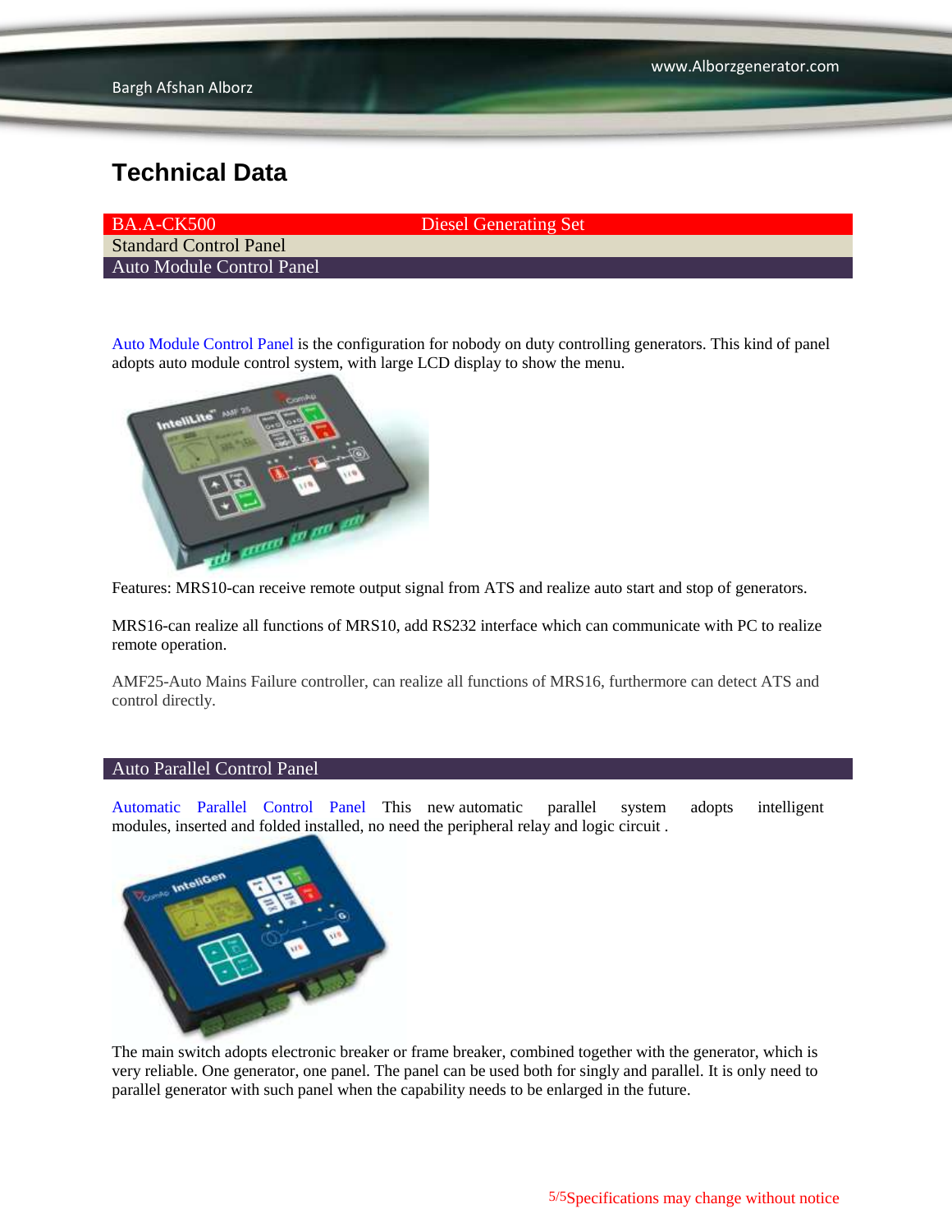# Technical Data

| BA.A-CK500 | Diesel Generating Set |
|---|---|
| Standard Control Panel | |
| Auto Module Control Panel | |

Auto Module Control Panel is the configuration for nobody on duty controlling generators. This kind of panel adopts auto module control system, with large LCD display to show the menu.

Features: MRS10-can receive remote output signal from ATS and realize auto start and stop of generators.

MRS16-can realize all functions of MRS10, add RS232 interface which can communicate with PC to realize remote operation.

AMF25-Auto Mains Failure controller, can realize all functions of MRS16, furthermore can detect ATS and control directly.

## Auto Parallel Control Panel

Automatic Parallel Control Panel This new automatic parallel system adopts intelligent modules, inserted and folded installed, no need the peripheral relay and logic circuit .

The main switch adopts electronic breaker or frame breaker, combined together with the generator, which is very reliable. One generator, one panel. The panel can be used both for singly and parallel. It is only need to parallel generator with such panel when the capability needs to be enlarged in the future.

Specifications may change without notice